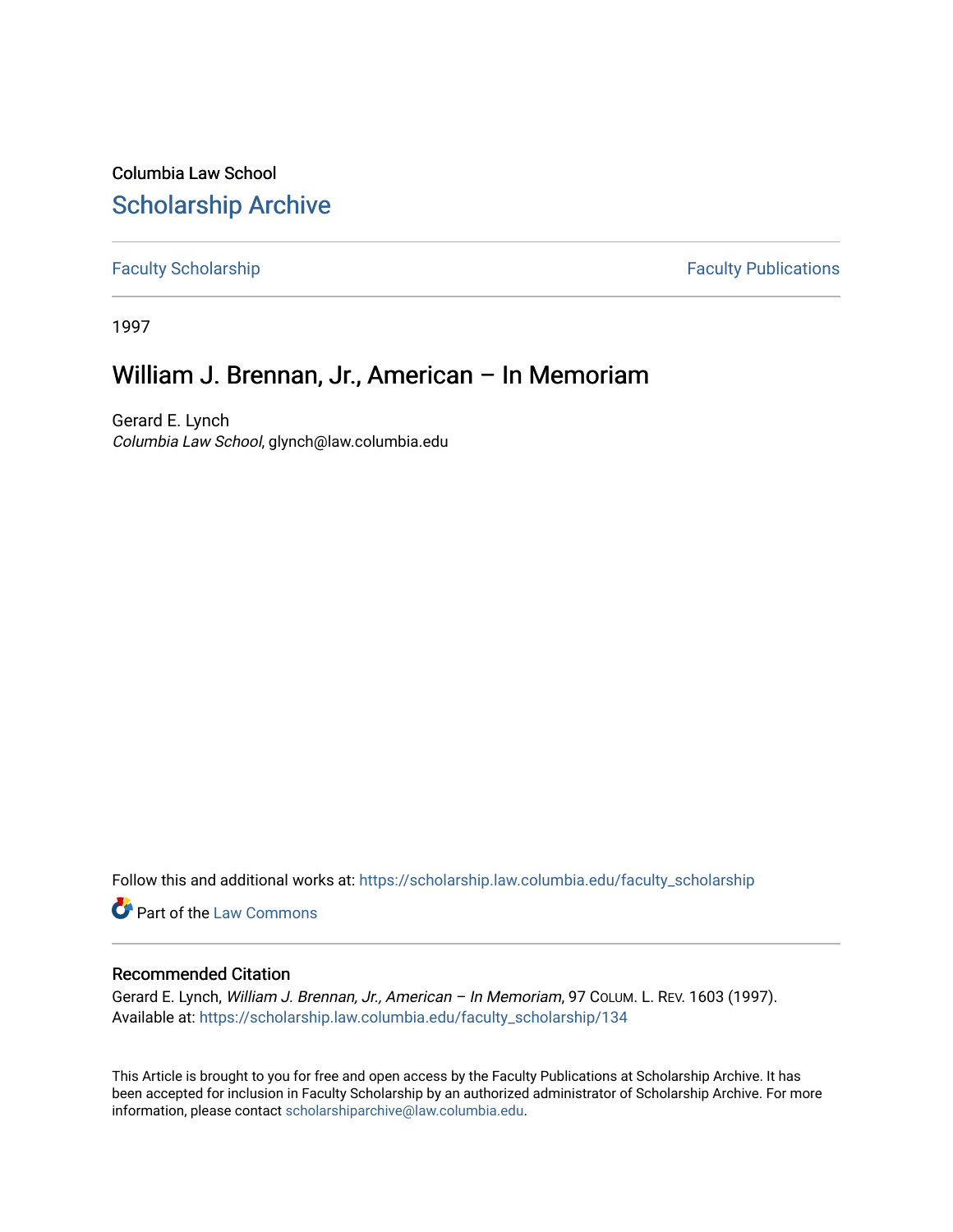Columbia Law School

# Scholarship Archive

Faculty Scholarship | Faculty Publications

1997

## William J. Brennan, Jr., American – In Memoriam

Gerard E. Lynch
*Columbia Law School*, glynch@law.columbia.edu

Follow this and additional works at: https://scholarship.law.columbia.edu/faculty_scholarship

Part of the Law Commons

### Recommended Citation

Gerard E. Lynch, *William J. Brennan, Jr., American – In Memoriam*, 97 COLUM. L. REV. 1603 (1997).
Available at: https://scholarship.law.columbia.edu/faculty_scholarship/134

This Article is brought to you for free and open access by the Faculty Publications at Scholarship Archive. It has been accepted for inclusion in Faculty Scholarship by an authorized administrator of Scholarship Archive. For more information, please contact scholarshiparchive@law.columbia.edu.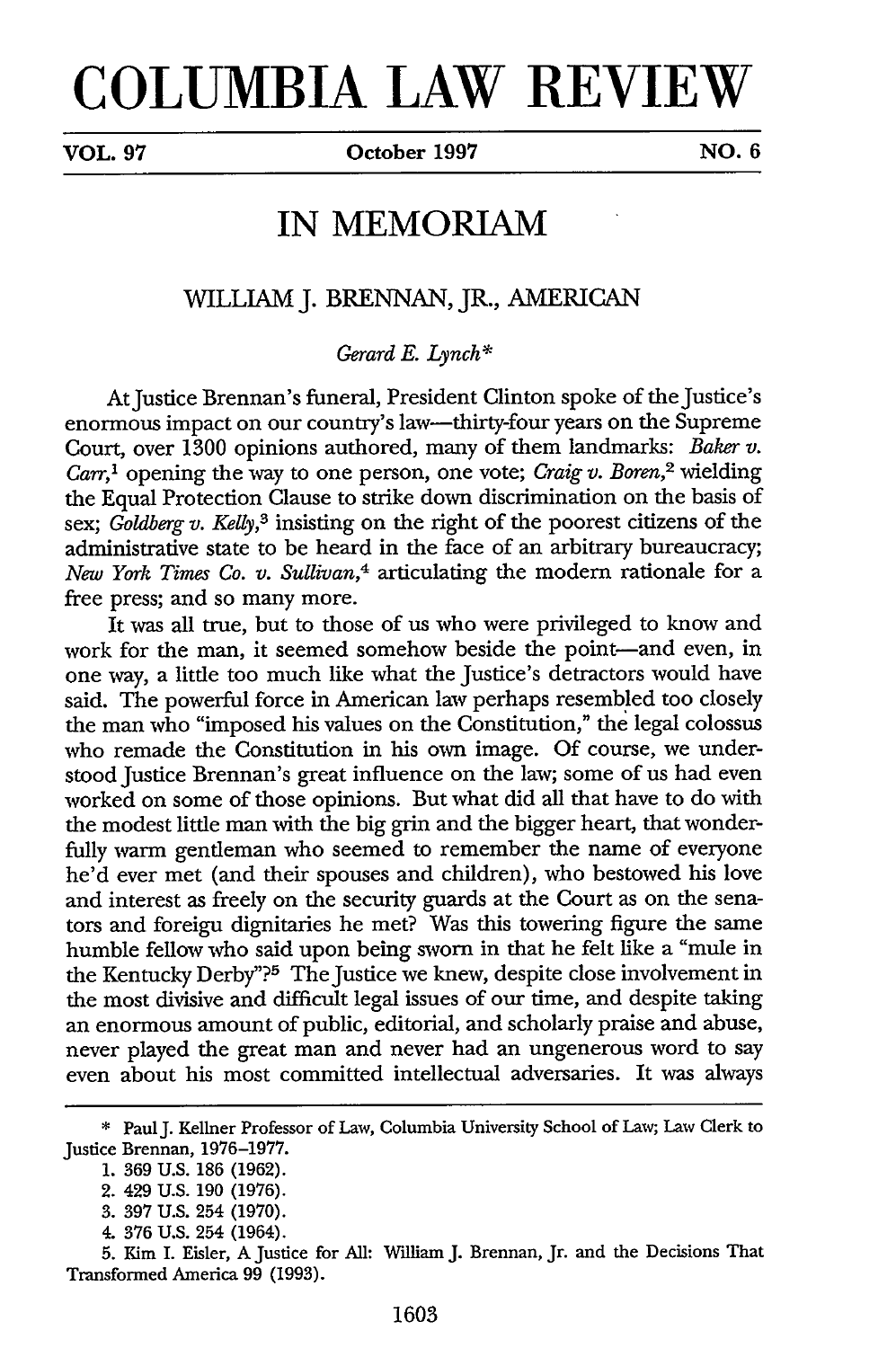# COLUMBIA LAW REVIEW

VOL. 97 — October 1997 — NO. 6

## IN MEMORIAM

### WILLIAM J. BRENNAN, JR., AMERICAN

*Gerard E. Lynch**

At Justice Brennan's funeral, President Clinton spoke of the Justice's enormous impact on our country's law—thirty-four years on the Supreme Court, over 1300 opinions authored, many of them landmarks: *Baker v. Carr*,[1] opening the way to one person, one vote; *Craig v. Boren*,[2] wielding the Equal Protection Clause to strike down discrimination on the basis of sex; *Goldberg v. Kelly*,[3] insisting on the right of the poorest citizens of the administrative state to be heard in the face of an arbitrary bureaucracy; *New York Times Co. v. Sullivan*,[4] articulating the modern rationale for a free press; and so many more.

It was all true, but to those of us who were privileged to know and work for the man, it seemed somehow beside the point—and even, in one way, a little too much like what the Justice's detractors would have said. The powerful force in American law perhaps resembled too closely the man who "imposed his values on the Constitution," the legal colossus who remade the Constitution in his own image. Of course, we understood Justice Brennan's great influence on the law; some of us had even worked on some of those opinions. But what did all that have to do with the modest little man with the big grin and the bigger heart, that wonderfully warm gentleman who seemed to remember the name of everyone he'd ever met (and their spouses and children), who bestowed his love and interest as freely on the security guards at the Court as on the senators and foreign dignitaries he met? Was this towering figure the same humble fellow who said upon being sworn in that he felt like a "mule in the Kentucky Derby"?[5] The Justice we knew, despite close involvement in the most divisive and difficult legal issues of our time, and despite taking an enormous amount of public, editorial, and scholarly praise and abuse, never played the great man and never had an ungenerous word to say even about his most committed intellectual adversaries. It was always

---

\* Paul J. Kellner Professor of Law, Columbia University School of Law; Law Clerk to Justice Brennan, 1976–1977.

1. 369 U.S. 186 (1962).
2. 429 U.S. 190 (1976).
3. 397 U.S. 254 (1970).
4. 376 U.S. 254 (1964).
5. Kim I. Eisler, A Justice for All: William J. Brennan, Jr. and the Decisions That Transformed America 99 (1993).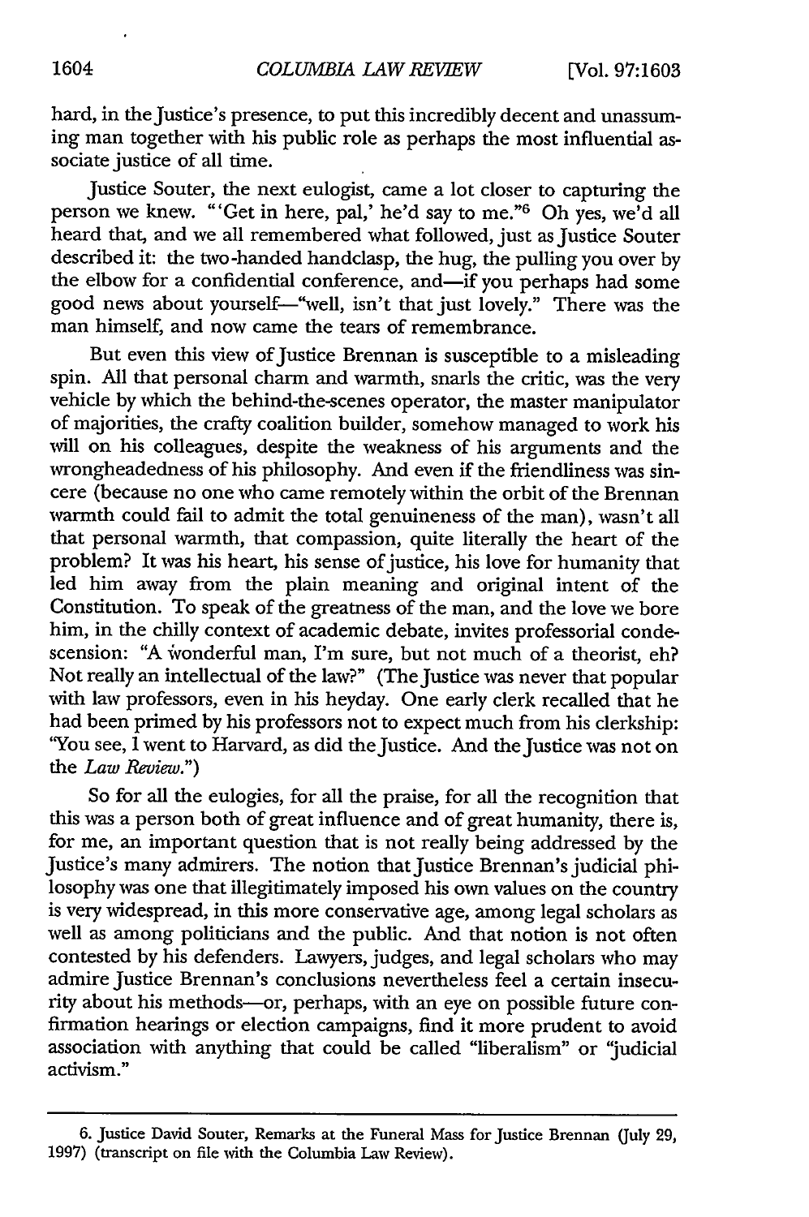hard, in the Justice's presence, to put this incredibly decent and unassuming man together with his public role as perhaps the most influential associate justice of all time.

Justice Souter, the next eulogist, came a lot closer to capturing the person we knew. "'Get in here, pal,' he'd say to me."[6] Oh yes, we'd all heard that, and we all remembered what followed, just as Justice Souter described it: the two-handed handclasp, the hug, the pulling you over by the elbow for a confidential conference, and—if you perhaps had some good news about yourself—"well, isn't that just lovely." There was the man himself, and now came the tears of remembrance.

But even this view of Justice Brennan is susceptible to a misleading spin. All that personal charm and warmth, snarls the critic, was the very vehicle by which the behind-the-scenes operator, the master manipulator of majorities, the crafty coalition builder, somehow managed to work his will on his colleagues, despite the weakness of his arguments and the wrongheadedness of his philosophy. And even if the friendliness was sincere (because no one who came remotely within the orbit of the Brennan warmth could fail to admit the total genuineness of the man), wasn't all that personal warmth, that compassion, quite literally the heart of the problem? It was his heart, his sense of justice, his love for humanity that led him away from the plain meaning and original intent of the Constitution. To speak of the greatness of the man, and the love we bore him, in the chilly context of academic debate, invites professorial condescension: "A wonderful man, I'm sure, but not much of a theorist, eh? Not really an intellectual of the law?" (The Justice was never that popular with law professors, even in his heyday. One early clerk recalled that he had been primed by his professors not to expect much from his clerkship: "You see, I went to Harvard, as did the Justice. And the Justice was not on the *Law Review*.")

So for all the eulogies, for all the praise, for all the recognition that this was a person both of great influence and of great humanity, there is, for me, an important question that is not really being addressed by the Justice's many admirers. The notion that Justice Brennan's judicial philosophy was one that illegitimately imposed his own values on the country is very widespread, in this more conservative age, among legal scholars as well as among politicians and the public. And that notion is not often contested by his defenders. Lawyers, judges, and legal scholars who may admire Justice Brennan's conclusions nevertheless feel a certain insecurity about his methods—or, perhaps, with an eye on possible future confirmation hearings or election campaigns, find it more prudent to avoid association with anything that could be called "liberalism" or "judicial activism."

---

6. Justice David Souter, Remarks at the Funeral Mass for Justice Brennan (July 29, 1997) (transcript on file with the Columbia Law Review).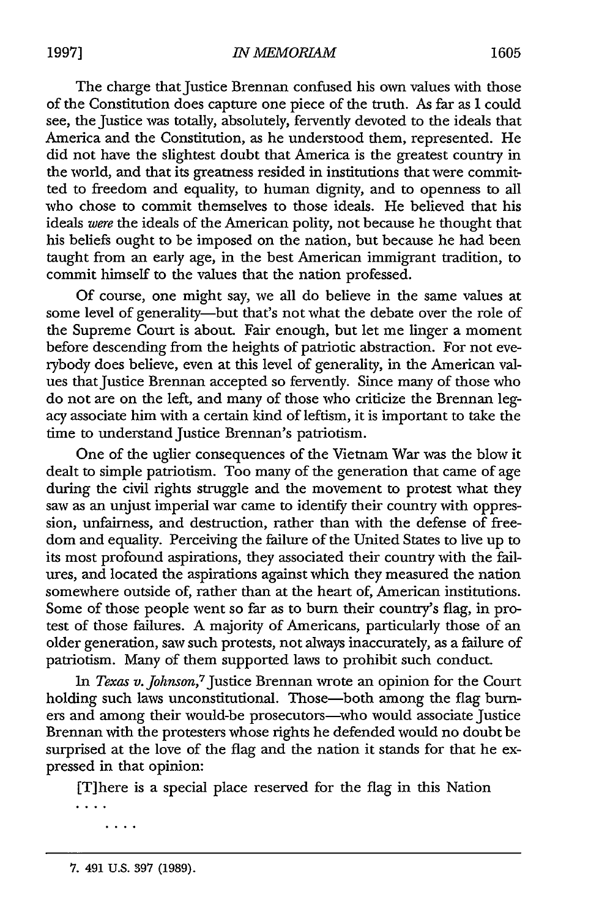The charge that Justice Brennan confused his own values with those of the Constitution does capture one piece of the truth. As far as I could see, the Justice was totally, absolutely, fervently devoted to the ideals that America and the Constitution, as he understood them, represented. He did not have the slightest doubt that America is the greatest country in the world, and that its greatness resided in institutions that were committed to freedom and equality, to human dignity, and to openness to all who chose to commit themselves to those ideals. He believed that his ideals *were* the ideals of the American polity, not because he thought that his beliefs ought to be imposed on the nation, but because he had been taught from an early age, in the best American immigrant tradition, to commit himself to the values that the nation professed.

Of course, one might say, we all do believe in the same values at some level of generality—but that's not what the debate over the role of the Supreme Court is about. Fair enough, but let me linger a moment before descending from the heights of patriotic abstraction. For not everybody does believe, even at this level of generality, in the American values that Justice Brennan accepted so fervently. Since many of those who do not are on the left, and many of those who criticize the Brennan legacy associate him with a certain kind of leftism, it is important to take the time to understand Justice Brennan's patriotism.

One of the uglier consequences of the Vietnam War was the blow it dealt to simple patriotism. Too many of the generation that came of age during the civil rights struggle and the movement to protest what they saw as an unjust imperial war came to identify their country with oppression, unfairness, and destruction, rather than with the defense of freedom and equality. Perceiving the failure of the United States to live up to its most profound aspirations, they associated their country with the failures, and located the aspirations against which they measured the nation somewhere outside of, rather than at the heart of, American institutions. Some of those people went so far as to burn their country's flag, in protest of those failures. A majority of Americans, particularly those of an older generation, saw such protests, not always inaccurately, as a failure of patriotism. Many of them supported laws to prohibit such conduct.

In *Texas v. Johnson*,[7] Justice Brennan wrote an opinion for the Court holding such laws unconstitutional. Those—both among the flag burners and among their would-be prosecutors—who would associate Justice Brennan with the protesters whose rights he defended would no doubt be surprised at the love of the flag and the nation it stands for that he expressed in that opinion:

> [T]here is a special place reserved for the flag in this Nation
> . . . .
>
> . . . .

---

7. 491 U.S. 397 (1989).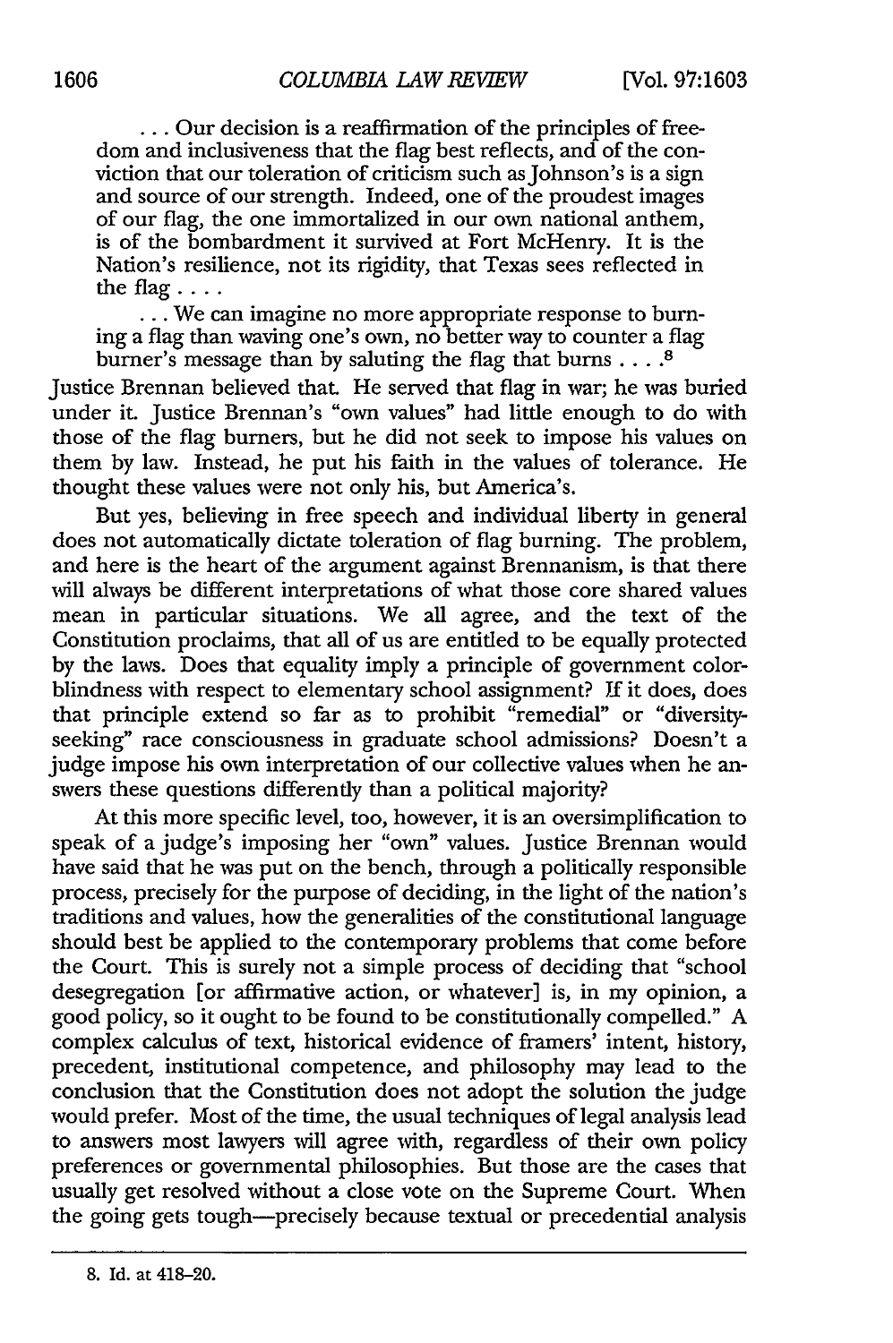> . . . Our decision is a reaffirmation of the principles of freedom and inclusiveness that the flag best reflects, and of the conviction that our toleration of criticism such as Johnson's is a sign and source of our strength. Indeed, one of the proudest images of our flag, the one immortalized in our own national anthem, is of the bombardment it survived at Fort McHenry. It is the Nation's resilience, not its rigidity, that Texas sees reflected in the flag . . . .
>
> . . . We can imagine no more appropriate response to burning a flag than waving one's own, no better way to counter a flag burner's message than by saluting the flag that burns . . . .[8]

Justice Brennan believed that. He served that flag in war; he was buried under it. Justice Brennan's "own values" had little enough to do with those of the flag burners, but he did not seek to impose his values on them by law. Instead, he put his faith in the values of tolerance. He thought these values were not only his, but America's.

But yes, believing in free speech and individual liberty in general does not automatically dictate toleration of flag burning. The problem, and here is the heart of the argument against Brennanism, is that there will always be different interpretations of what those core shared values mean in particular situations. We all agree, and the text of the Constitution proclaims, that all of us are entitled to be equally protected by the laws. Does that equality imply a principle of government colorblindness with respect to elementary school assignment? If it does, does that principle extend so far as to prohibit "remedial" or "diversity-seeking" race consciousness in graduate school admissions? Doesn't a judge impose his own interpretation of our collective values when he answers these questions differently than a political majority?

At this more specific level, too, however, it is an oversimplification to speak of a judge's imposing her "own" values. Justice Brennan would have said that he was put on the bench, through a politically responsible process, precisely for the purpose of deciding, in the light of the nation's traditions and values, how the generalities of the constitutional language should best be applied to the contemporary problems that come before the Court. This is surely not a simple process of deciding that "school desegregation [or affirmative action, or whatever] is, in my opinion, a good policy, so it ought to be found to be constitutionally compelled." A complex calculus of text, historical evidence of framers' intent, history, precedent, institutional competence, and philosophy may lead to the conclusion that the Constitution does not adopt the solution the judge would prefer. Most of the time, the usual techniques of legal analysis lead to answers most lawyers will agree with, regardless of their own policy preferences or governmental philosophies. But those are the cases that usually get resolved without a close vote on the Supreme Court. When the going gets tough—precisely because textual or precedential analysis

---

8. Id. at 418–20.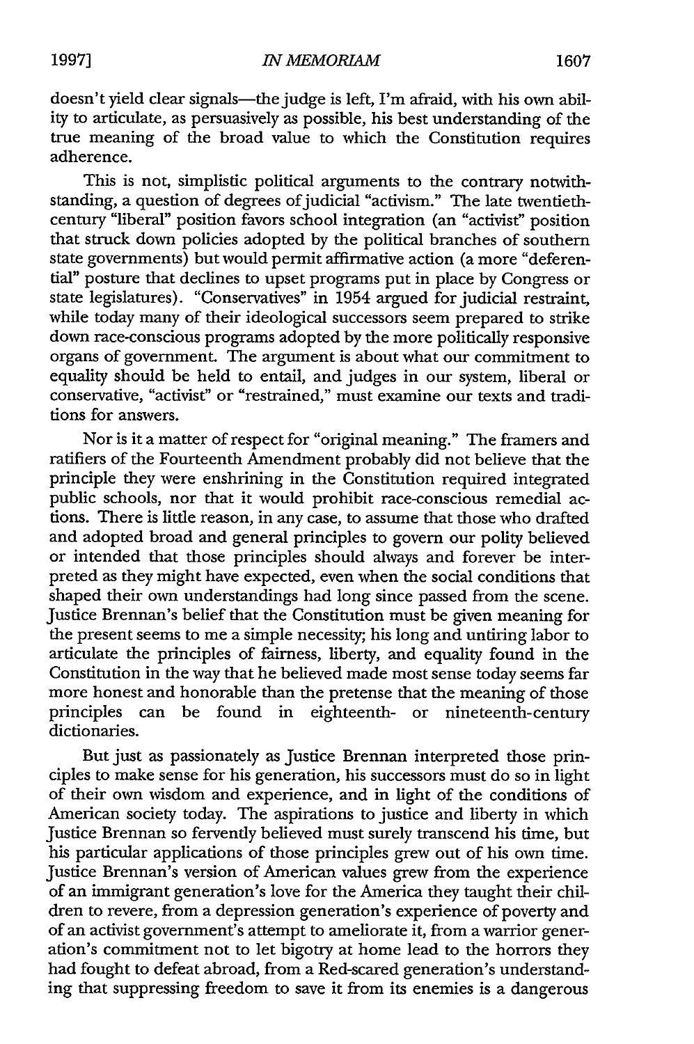doesn't yield clear signals—the judge is left, I'm afraid, with his own ability to articulate, as persuasively as possible, his best understanding of the true meaning of the broad value to which the Constitution requires adherence.

This is not, simplistic political arguments to the contrary notwithstanding, a question of degrees of judicial "activism." The late twentieth-century "liberal" position favors school integration (an "activist" position that struck down policies adopted by the political branches of southern state governments) but would permit affirmative action (a more "deferential" posture that declines to upset programs put in place by Congress or state legislatures). "Conservatives" in 1954 argued for judicial restraint, while today many of their ideological successors seem prepared to strike down race-conscious programs adopted by the more politically responsive organs of government. The argument is about what our commitment to equality should be held to entail, and judges in our system, liberal or conservative, "activist" or "restrained," must examine our texts and traditions for answers.

Nor is it a matter of respect for "original meaning." The framers and ratifiers of the Fourteenth Amendment probably did not believe that the principle they were enshrining in the Constitution required integrated public schools, nor that it would prohibit race-conscious remedial actions. There is little reason, in any case, to assume that those who drafted and adopted broad and general principles to govern our polity believed or intended that those principles should always and forever be interpreted as they might have expected, even when the social conditions that shaped their own understandings had long since passed from the scene. Justice Brennan's belief that the Constitution must be given meaning for the present seems to me a simple necessity; his long and untiring labor to articulate the principles of fairness, liberty, and equality found in the Constitution in the way that he believed made most sense today seems far more honest and honorable than the pretense that the meaning of those principles can be found in eighteenth- or nineteenth-century dictionaries.

But just as passionately as Justice Brennan interpreted those principles to make sense for his generation, his successors must do so in light of their own wisdom and experience, and in light of the conditions of American society today. The aspirations to justice and liberty in which Justice Brennan so fervently believed must surely transcend his time, but his particular applications of those principles grew out of his own time. Justice Brennan's version of American values grew from the experience of an immigrant generation's love for the America they taught their children to revere, from a depression generation's experience of poverty and of an activist government's attempt to ameliorate it, from a warrior generation's commitment not to let bigotry at home lead to the horrors they had fought to defeat abroad, from a Red-scared generation's understanding that suppressing freedom to save it from its enemies is a dangerous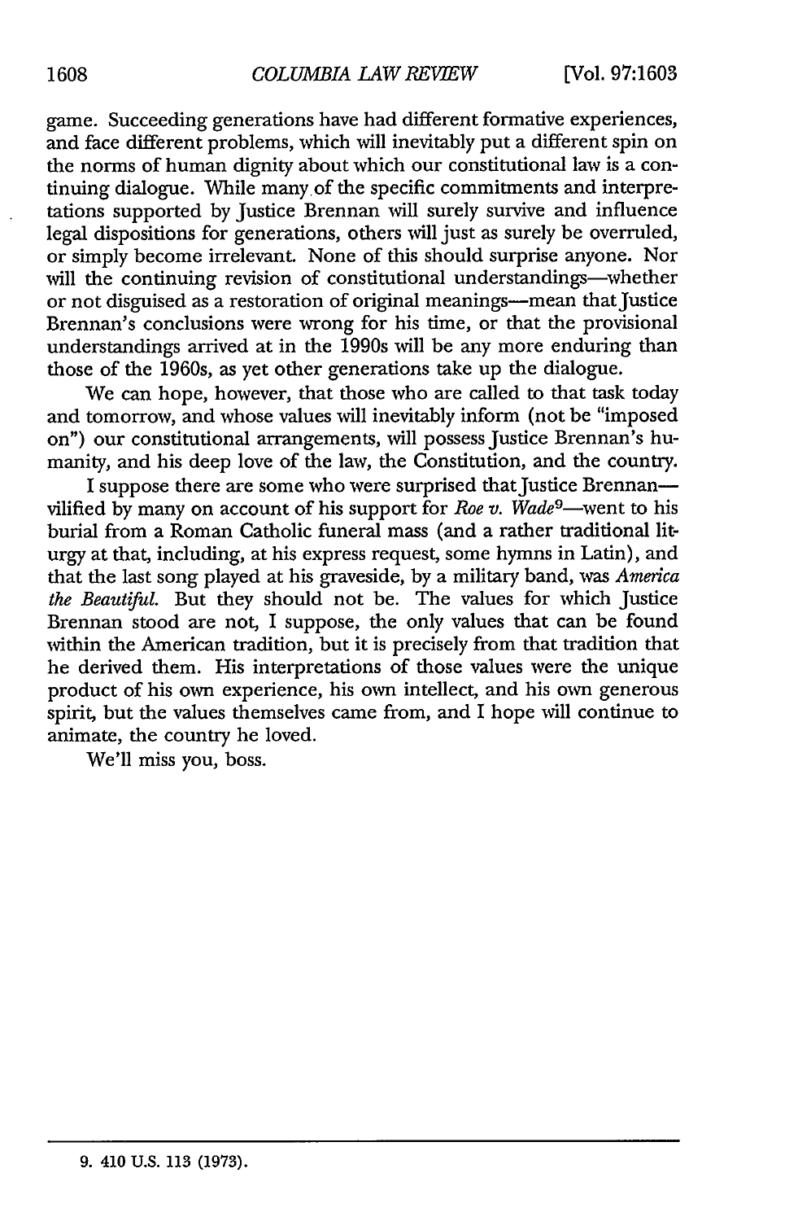game. Succeeding generations have had different formative experiences, and face different problems, which will inevitably put a different spin on the norms of human dignity about which our constitutional law is a continuing dialogue. While many of the specific commitments and interpretations supported by Justice Brennan will surely survive and influence legal dispositions for generations, others will just as surely be overruled, or simply become irrelevant. None of this should surprise anyone. Nor will the continuing revision of constitutional understandings—whether or not disguised as a restoration of original meanings—mean that Justice Brennan's conclusions were wrong for his time, or that the provisional understandings arrived at in the 1990s will be any more enduring than those of the 1960s, as yet other generations take up the dialogue.

We can hope, however, that those who are called to that task today and tomorrow, and whose values will inevitably inform (not be "imposed on") our constitutional arrangements, will possess Justice Brennan's humanity, and his deep love of the law, the Constitution, and the country.

I suppose there are some who were surprised that Justice Brennan—vilified by many on account of his support for *Roe v. Wade*[9]—went to his burial from a Roman Catholic funeral mass (and a rather traditional liturgy at that, including, at his express request, some hymns in Latin), and that the last song played at his graveside, by a military band, was *America the Beautiful*. But they should not be. The values for which Justice Brennan stood are not, I suppose, the only values that can be found within the American tradition, but it is precisely from that tradition that he derived them. His interpretations of those values were the unique product of his own experience, his own intellect, and his own generous spirit, but the values themselves came from, and I hope will continue to animate, the country he loved.

We'll miss you, boss.

---

9. 410 U.S. 113 (1973).